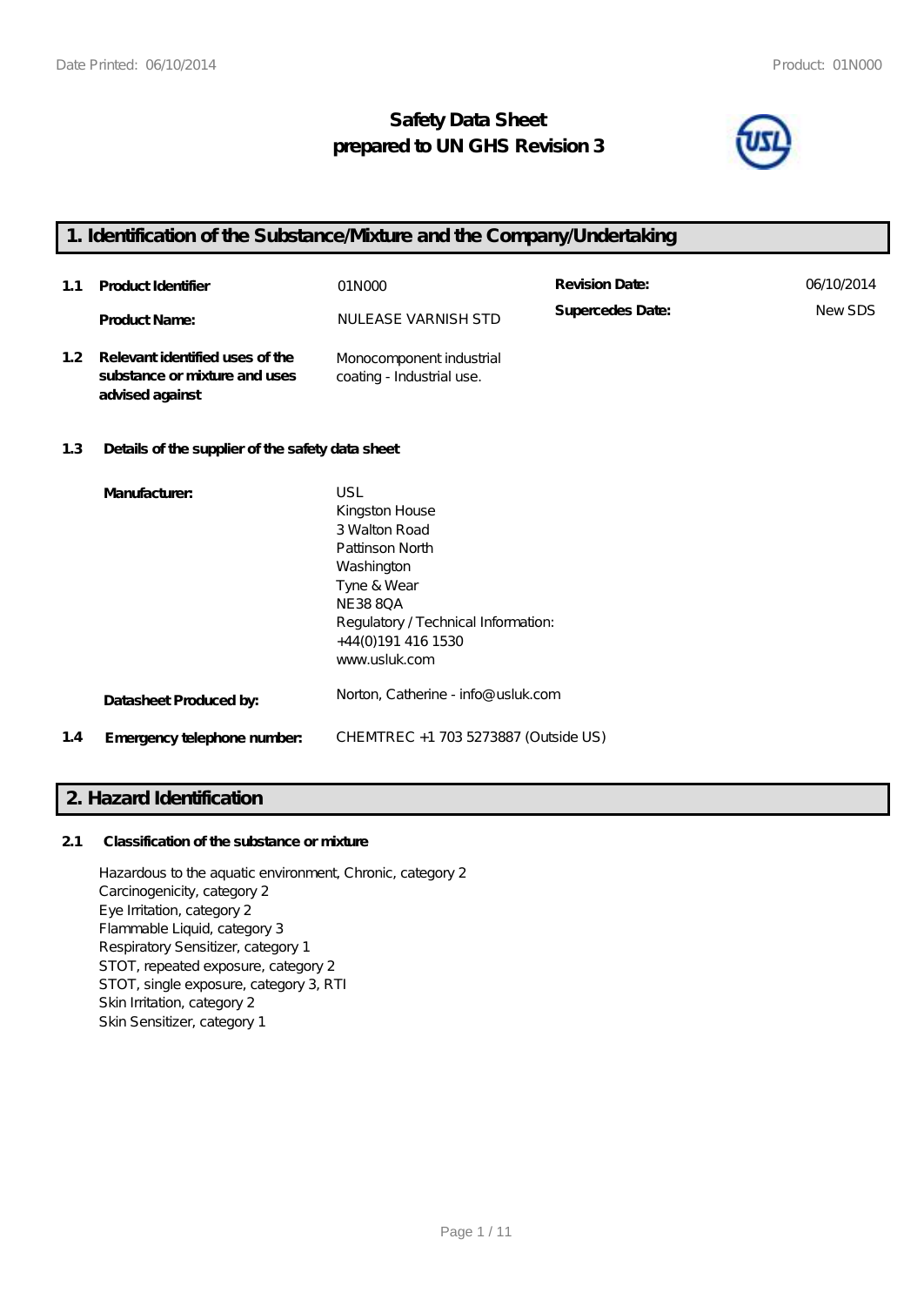# Safety Data Sheet
## prepared to UN GHS Revision 3

## 1. Identification of the Substance/Mixture and the Company/Undertaking

| | | | | |
|---|---|---|---|---|
| **1.1** | **Product Identifier** | 01N000 | **Revision Date:** | 06/10/2014 |
| | **Product Name:** | NULEASE VARNISH STD | **Supercedes Date:** | New SDS |
| **1.2** | **Relevant identified uses of the substance or mixture and uses advised against** | Monocomponent industrial coating - Industrial use. | | |

**1.3 Details of the supplier of the safety data sheet**

**Manufacturer:**

USL
Kingston House
3 Walton Road
Pattinson North
Washington
Tyne & Wear
NE38 8QA
Regulatory / Technical Information:
+44(0)191 416 1530
www.usluk.com

**Datasheet Produced by:** Norton, Catherine - info@usluk.com

**1.4 Emergency telephone number:** CHEMTREC +1 703 5273887 (Outside US)

## 2. Hazard Identification

**2.1 Classification of the substance or mixture**

Hazardous to the aquatic environment, Chronic, category 2
Carcinogenicity, category 2
Eye Irritation, category 2
Flammable Liquid, category 3
Respiratory Sensitizer, category 1
STOT, repeated exposure, category 2
STOT, single exposure, category 3, RTI
Skin Irritation, category 2
Skin Sensitizer, category 1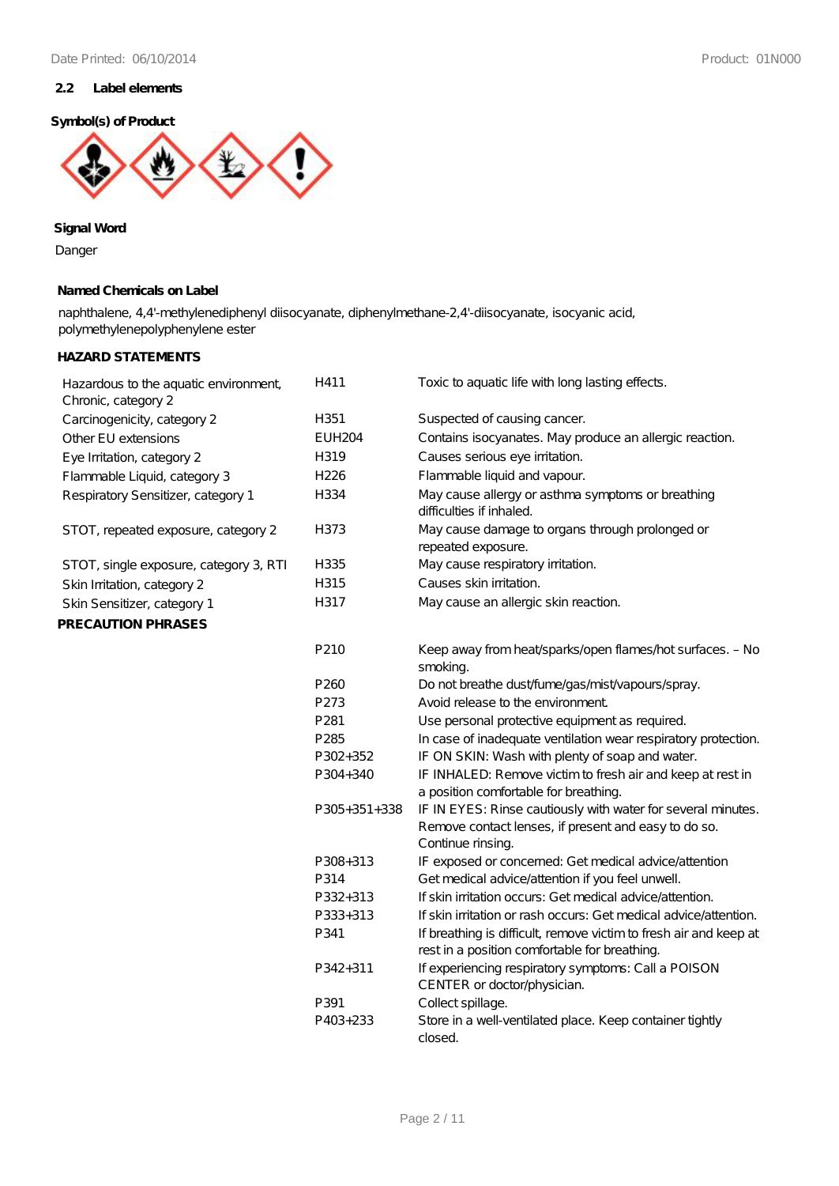## 2.2 Label elements

**Symbol(s) of Product**

**Signal Word**

Danger

**Named Chemicals on Label**

naphthalene, 4,4'-methylenediphenyl diisocyanate, diphenylmethane-2,4'-diisocyanate, isocyanic acid, polymethylenepolyphenylene ester

**HAZARD STATEMENTS**

| | | |
|---|---|---|
| Hazardous to the aquatic environment, Chronic, category 2 | H411 | Toxic to aquatic life with long lasting effects. |
| Carcinogenicity, category 2 | H351 | Suspected of causing cancer. |
| Other EU extensions | EUH204 | Contains isocyanates. May produce an allergic reaction. |
| Eye Irritation, category 2 | H319 | Causes serious eye irritation. |
| Flammable Liquid, category 3 | H226 | Flammable liquid and vapour. |
| Respiratory Sensitizer, category 1 | H334 | May cause allergy or asthma symptoms or breathing difficulties if inhaled. |
| STOT, repeated exposure, category 2 | H373 | May cause damage to organs through prolonged or repeated exposure. |
| STOT, single exposure, category 3, RTI | H335 | May cause respiratory irritation. |
| Skin Irritation, category 2 | H315 | Causes skin irritation. |
| Skin Sensitizer, category 1 | H317 | May cause an allergic skin reaction. |

**PRECAUTION PHRASES**

| | |
|---|---|
| P210 | Keep away from heat/sparks/open flames/hot surfaces. – No smoking. |
| P260 | Do not breathe dust/fume/gas/mist/vapours/spray. |
| P273 | Avoid release to the environment. |
| P281 | Use personal protective equipment as required. |
| P285 | In case of inadequate ventilation wear respiratory protection. |
| P302+352 | IF ON SKIN: Wash with plenty of soap and water. |
| P304+340 | IF INHALED: Remove victim to fresh air and keep at rest in a position comfortable for breathing. |
| P305+351+338 | IF IN EYES: Rinse cautiously with water for several minutes. Remove contact lenses, if present and easy to do so. Continue rinsing. |
| P308+313 | IF exposed or concerned: Get medical advice/attention |
| P314 | Get medical advice/attention if you feel unwell. |
| P332+313 | If skin irritation occurs: Get medical advice/attention. |
| P333+313 | If skin irritation or rash occurs: Get medical advice/attention. |
| P341 | If breathing is difficult, remove victim to fresh air and keep at rest in a position comfortable for breathing. |
| P342+311 | If experiencing respiratory symptoms: Call a POISON CENTER or doctor/physician. |
| P391 | Collect spillage. |
| P403+233 | Store in a well-ventilated place. Keep container tightly closed. |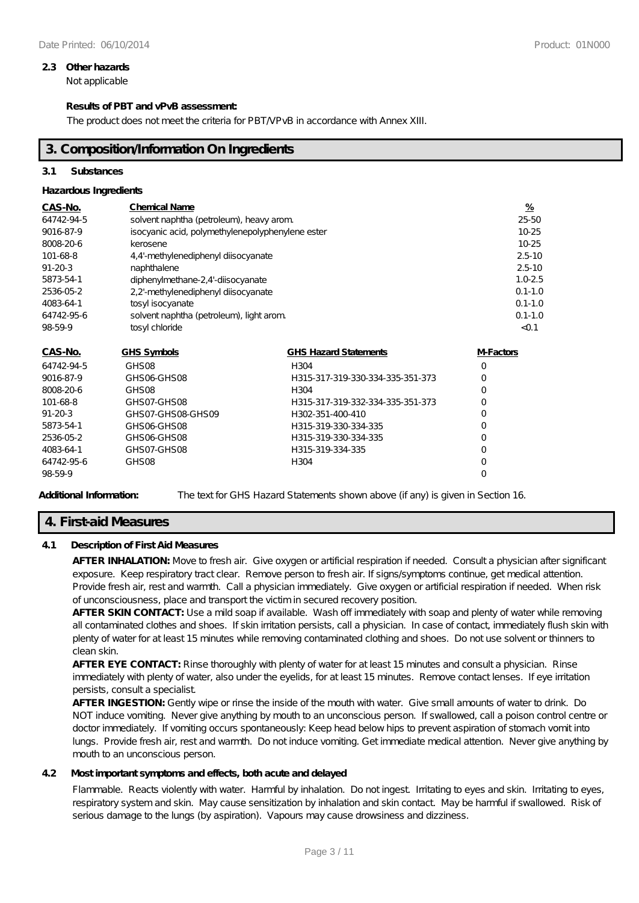**2.3 Other hazards**

Not applicable

**Results of PBT and vPvB assessment:**

The product does not meet the criteria for PBT/VPvB in accordance with Annex XIII.

## 3. Composition/Information On Ingredients

**3.1 Substances**

**Hazardous Ingredients**

| CAS-No. | Chemical Name | % |
|---|---|---|
| 64742-94-5 | solvent naphtha (petroleum), heavy arom. | 25-50 |
| 9016-87-9 | isocyanic acid, polymethylenepolyphenylene ester | 10-25 |
| 8008-20-6 | kerosene | 10-25 |
| 101-68-8 | 4,4'-methylenediphenyl diisocyanate | 2.5-10 |
| 91-20-3 | naphthalene | 2.5-10 |
| 5873-54-1 | diphenylmethane-2,4'-diisocyanate | 1.0-2.5 |
| 2536-05-2 | 2,2'-methylenediphenyl diisocyanate | 0.1-1.0 |
| 4083-64-1 | tosyl isocyanate | 0.1-1.0 |
| 64742-95-6 | solvent naphtha (petroleum), light arom. | 0.1-1.0 |
| 98-59-9 | tosyl chloride | <0.1 |

| CAS-No. | GHS Symbols | GHS Hazard Statements | M-Factors |
|---|---|---|---|
| 64742-94-5 | GHS08 | H304 | 0 |
| 9016-87-9 | GHS06-GHS08 | H315-317-319-330-334-335-351-373 | 0 |
| 8008-20-6 | GHS08 | H304 | 0 |
| 101-68-8 | GHS07-GHS08 | H315-317-319-332-334-335-351-373 | 0 |
| 91-20-3 | GHS07-GHS08-GHS09 | H302-351-400-410 | 0 |
| 5873-54-1 | GHS06-GHS08 | H315-319-330-334-335 | 0 |
| 2536-05-2 | GHS06-GHS08 | H315-319-330-334-335 | 0 |
| 4083-64-1 | GHS07-GHS08 | H315-319-334-335 | 0 |
| 64742-95-6 | GHS08 | H304 | 0 |
| 98-59-9 | | | 0 |

**Additional Information:** The text for GHS Hazard Statements shown above (if any) is given in Section 16.

## 4. First-aid Measures

**4.1 Description of First Aid Measures**

**AFTER INHALATION:** Move to fresh air. Give oxygen or artificial respiration if needed. Consult a physician after significant exposure. Keep respiratory tract clear. Remove person to fresh air. If signs/symptoms continue, get medical attention. Provide fresh air, rest and warmth. Call a physician immediately. Give oxygen or artificial respiration if needed. When risk of unconsciousness, place and transport the victim in secured recovery position.

**AFTER SKIN CONTACT:** Use a mild soap if available. Wash off immediately with soap and plenty of water while removing all contaminated clothes and shoes. If skin irritation persists, call a physician. In case of contact, immediately flush skin with plenty of water for at least 15 minutes while removing contaminated clothing and shoes. Do not use solvent or thinners to clean skin.

**AFTER EYE CONTACT:** Rinse thoroughly with plenty of water for at least 15 minutes and consult a physician. Rinse immediately with plenty of water, also under the eyelids, for at least 15 minutes. Remove contact lenses. If eye irritation persists, consult a specialist.

**AFTER INGESTION:** Gently wipe or rinse the inside of the mouth with water. Give small amounts of water to drink. Do NOT induce vomiting. Never give anything by mouth to an unconscious person. If swallowed, call a poison control centre or doctor immediately. If vomiting occurs spontaneously: Keep head below hips to prevent aspiration of stomach vomit into lungs. Provide fresh air, rest and warmth. Do not induce vomiting. Get immediate medical attention. Never give anything by mouth to an unconscious person.

**4.2 Most important symptoms and effects, both acute and delayed**

Flammable. Reacts violently with water. Harmful by inhalation. Do not ingest. Irritating to eyes and skin. Irritating to eyes, respiratory system and skin. May cause sensitization by inhalation and skin contact. May be harmful if swallowed. Risk of serious damage to the lungs (by aspiration). Vapours may cause drowsiness and dizziness.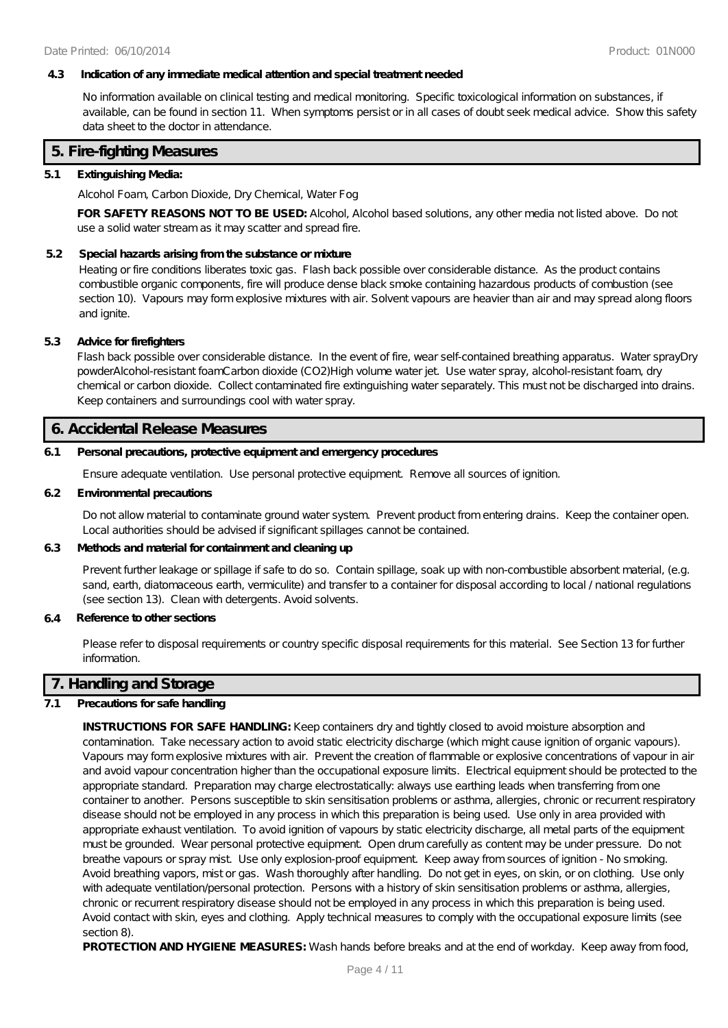### 4.3 Indication of any immediate medical attention and special treatment needed

No information available on clinical testing and medical monitoring. Specific toxicological information on substances, if available, can be found in section 11. When symptoms persist or in all cases of doubt seek medical advice. Show this safety data sheet to the doctor in attendance.

## 5. Fire-fighting Measures

### 5.1 Extinguishing Media:

Alcohol Foam, Carbon Dioxide, Dry Chemical, Water Fog

**FOR SAFETY REASONS NOT TO BE USED:** Alcohol, Alcohol based solutions, any other media not listed above. Do not use a solid water stream as it may scatter and spread fire.

### 5.2 Special hazards arising from the substance or mixture

Heating or fire conditions liberates toxic gas. Flash back possible over considerable distance. As the product contains combustible organic components, fire will produce dense black smoke containing hazardous products of combustion (see section 10). Vapours may form explosive mixtures with air. Solvent vapours are heavier than air and may spread along floors and ignite.

### 5.3 Advice for firefighters

Flash back possible over considerable distance. In the event of fire, wear self-contained breathing apparatus. Water sprayDry powderAlcohol-resistant foamCarbon dioxide ($CO_2$)High volume water jet. Use water spray, alcohol-resistant foam, dry chemical or carbon dioxide. Collect contaminated fire extinguishing water separately. This must not be discharged into drains. Keep containers and surroundings cool with water spray.

## 6. Accidental Release Measures

### 6.1 Personal precautions, protective equipment and emergency procedures

Ensure adequate ventilation. Use personal protective equipment. Remove all sources of ignition.

### 6.2 Environmental precautions

Do not allow material to contaminate ground water system. Prevent product from entering drains. Keep the container open. Local authorities should be advised if significant spillages cannot be contained.

### 6.3 Methods and material for containment and cleaning up

Prevent further leakage or spillage if safe to do so. Contain spillage, soak up with non-combustible absorbent material, (e.g. sand, earth, diatomaceous earth, vermiculite) and transfer to a container for disposal according to local / national regulations (see section 13). Clean with detergents. Avoid solvents.

### 6.4 Reference to other sections

Please refer to disposal requirements or country specific disposal requirements for this material. See Section 13 for further information.

## 7. Handling and Storage

### 7.1 Precautions for safe handling

**INSTRUCTIONS FOR SAFE HANDLING:** Keep containers dry and tightly closed to avoid moisture absorption and contamination. Take necessary action to avoid static electricity discharge (which might cause ignition of organic vapours). Vapours may form explosive mixtures with air. Prevent the creation of flammable or explosive concentrations of vapour in air and avoid vapour concentration higher than the occupational exposure limits. Electrical equipment should be protected to the appropriate standard. Preparation may charge electrostatically: always use earthing leads when transferring from one container to another. Persons susceptible to skin sensitisation problems or asthma, allergies, chronic or recurrent respiratory disease should not be employed in any process in which this preparation is being used. Use only in area provided with appropriate exhaust ventilation. To avoid ignition of vapours by static electricity discharge, all metal parts of the equipment must be grounded. Wear personal protective equipment. Open drum carefully as content may be under pressure. Do not breathe vapours or spray mist. Use only explosion-proof equipment. Keep away from sources of ignition - No smoking. Avoid breathing vapors, mist or gas. Wash thoroughly after handling. Do not get in eyes, on skin, or on clothing. Use only with adequate ventilation/personal protection. Persons with a history of skin sensitisation problems or asthma, allergies, chronic or recurrent respiratory disease should not be employed in any process in which this preparation is being used. Avoid contact with skin, eyes and clothing. Apply technical measures to comply with the occupational exposure limits (see section 8).

**PROTECTION AND HYGIENE MEASURES:** Wash hands before breaks and at the end of workday. Keep away from food,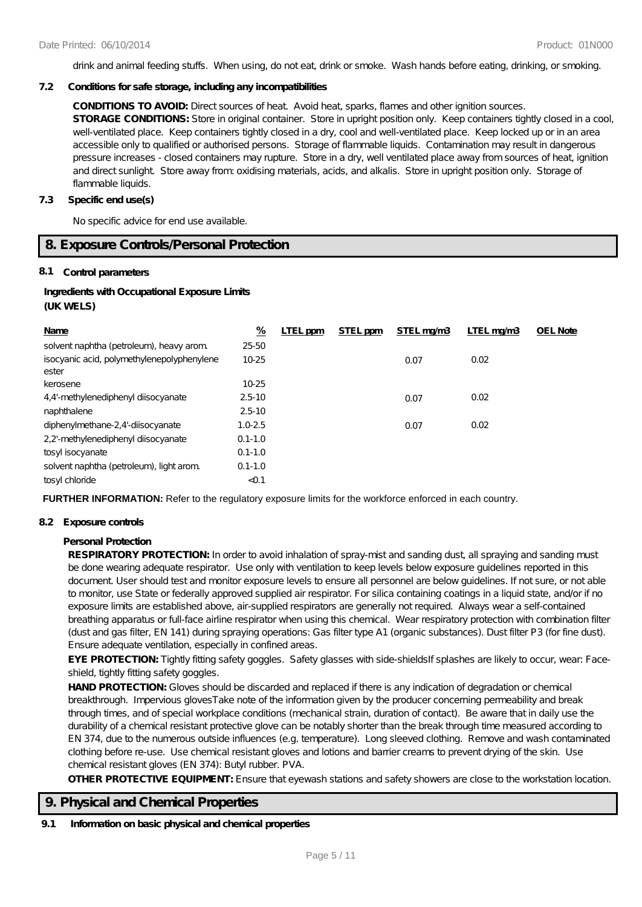drink and animal feeding stuffs. When using, do not eat, drink or smoke. Wash hands before eating, drinking, or smoking.

**7.2 Conditions for safe storage, including any incompatibilities**

**CONDITIONS TO AVOID:** Direct sources of heat. Avoid heat, sparks, flames and other ignition sources.
**STORAGE CONDITIONS:** Store in original container. Store in upright position only. Keep containers tightly closed in a cool, well-ventilated place. Keep containers tightly closed in a dry, cool and well-ventilated place. Keep locked up or in an area accessible only to qualified or authorised persons. Storage of flammable liquids. Contamination may result in dangerous pressure increases - closed containers may rupture. Store in a dry, well ventilated place away from sources of heat, ignition and direct sunlight. Store away from: oxidising materials, acids, and alkalis. Store in upright position only. Storage of flammable liquids.

**7.3 Specific end use(s)**

No specific advice for end use available.

## 8. Exposure Controls/Personal Protection

**8.1 Control parameters**

**Ingredients with Occupational Exposure Limits (UK WELS)**

| Name | % | LTEL ppm | STEL ppm | STEL mg/m3 | LTEL mg/m3 | OEL Note |
|---|---|---|---|---|---|---|
| solvent naphtha (petroleum), heavy arom. | 25-50 | | | | | |
| isocyanic acid, polymethylenepolyphenylene ester | 10-25 | | | 0.07 | 0.02 | |
| kerosene | 10-25 | | | | | |
| 4,4'-methylenediphenyl diisocyanate | 2.5-10 | | | 0.07 | 0.02 | |
| naphthalene | 2.5-10 | | | | | |
| diphenylmethane-2,4'-diisocyanate | 1.0-2.5 | | | 0.07 | 0.02 | |
| 2,2'-methylenediphenyl diisocyanate | 0.1-1.0 | | | | | |
| tosyl isocyanate | 0.1-1.0 | | | | | |
| solvent naphtha (petroleum), light arom. | 0.1-1.0 | | | | | |
| tosyl chloride | <0.1 | | | | | |

**FURTHER INFORMATION:** Refer to the regulatory exposure limits for the workforce enforced in each country.

**8.2 Exposure controls**

**Personal Protection**

**RESPIRATORY PROTECTION:** In order to avoid inhalation of spray-mist and sanding dust, all spraying and sanding must be done wearing adequate respirator. Use only with ventilation to keep levels below exposure guidelines reported in this document. User should test and monitor exposure levels to ensure all personnel are below guidelines. If not sure, or not able to monitor, use State or federally approved supplied air respirator. For silica containing coatings in a liquid state, and/or if no exposure limits are established above, air-supplied respirators are generally not required. Always wear a self-contained breathing apparatus or full-face airline respirator when using this chemical. Wear respiratory protection with combination filter (dust and gas filter, EN 141) during spraying operations: Gas filter type A1 (organic substances). Dust filter P3 (for fine dust). Ensure adequate ventilation, especially in confined areas.

**EYE PROTECTION:** Tightly fitting safety goggles. Safety glasses with side-shieldsIf splashes are likely to occur, wear: Face-shield, tightly fitting safety goggles.

**HAND PROTECTION:** Gloves should be discarded and replaced if there is any indication of degradation or chemical breakthrough. Impervious glovesTake note of the information given by the producer concerning permeability and break through times, and of special workplace conditions (mechanical strain, duration of contact). Be aware that in daily use the durability of a chemical resistant protective glove can be notably shorter than the break through time measured according to EN 374, due to the numerous outside influences (e.g. temperature). Long sleeved clothing. Remove and wash contaminated clothing before re-use. Use chemical resistant gloves and lotions and barrier creams to prevent drying of the skin. Use chemical resistant gloves (EN 374): Butyl rubber. PVA.

**OTHER PROTECTIVE EQUIPMENT:** Ensure that eyewash stations and safety showers are close to the workstation location.

## 9. Physical and Chemical Properties

**9.1 Information on basic physical and chemical properties**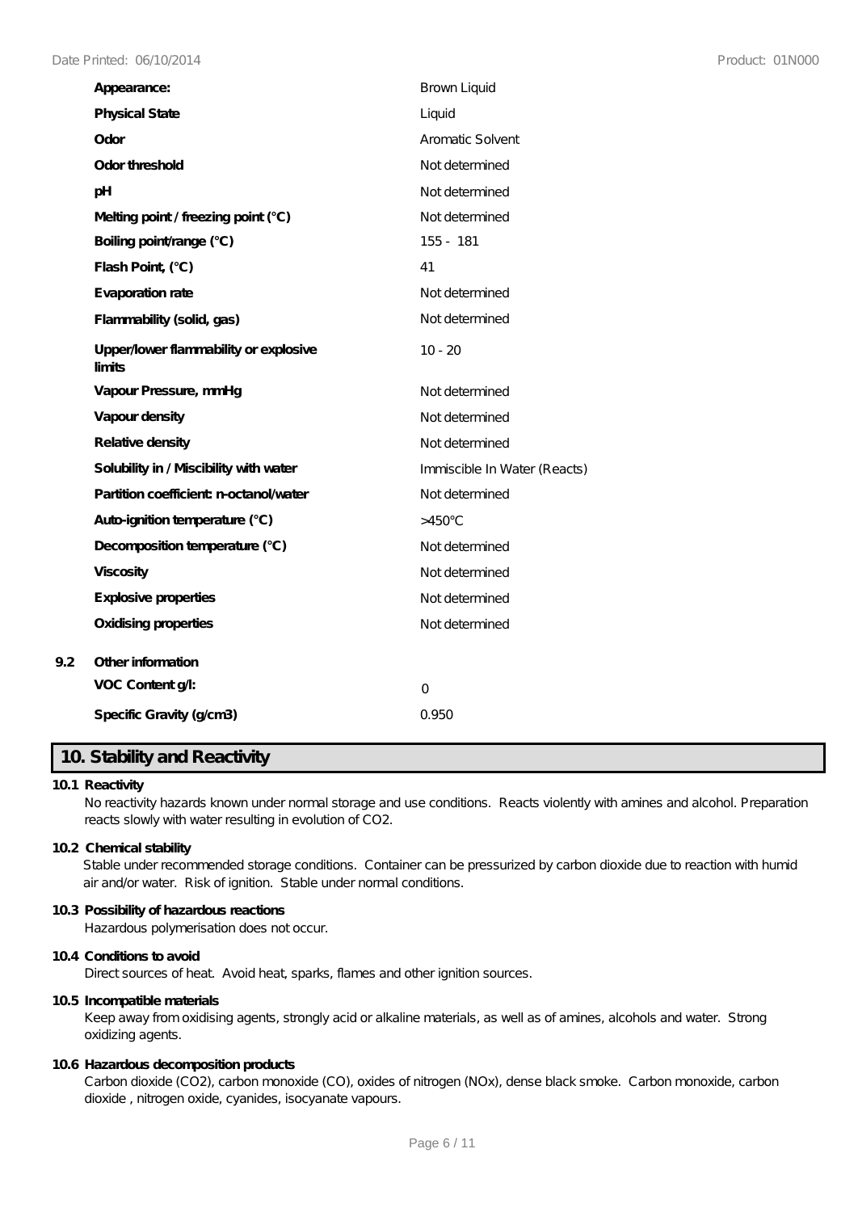| Property | Value |
| --- | --- |
| Appearance: | Brown Liquid |
| Physical State | Liquid |
| Odor | Aromatic Solvent |
| Odor threshold | Not determined |
| pH | Not determined |
| Melting point / freezing point (°C) | Not determined |
| Boiling point/range (°C) | 155 - 181 |
| Flash Point, (°C) | 41 |
| Evaporation rate | Not determined |
| Flammability (solid, gas) | Not determined |
| Upper/lower flammability or explosive limits | 10 - 20 |
| Vapour Pressure, mmHg | Not determined |
| Vapour density | Not determined |
| Relative density | Not determined |
| Solubility in / Miscibility with water | Immiscible In Water (Reacts) |
| Partition coefficient: n-octanol/water | Not determined |
| Auto-ignition temperature (°C) | >450°C |
| Decomposition temperature (°C) | Not determined |
| Viscosity | Not determined |
| Explosive properties | Not determined |
| Oxidising properties | Not determined |

**9.2 Other information**

| Property | Value |
| --- | --- |
| VOC Content g/l: | 0 |
| Specific Gravity (g/cm3) | 0.950 |

## 10. Stability and Reactivity

**10.1 Reactivity**

No reactivity hazards known under normal storage and use conditions. Reacts violently with amines and alcohol. Preparation reacts slowly with water resulting in evolution of $CO_2$.

**10.2 Chemical stability**

Stable under recommended storage conditions. Container can be pressurized by carbon dioxide due to reaction with humid air and/or water. Risk of ignition. Stable under normal conditions.

**10.3 Possibility of hazardous reactions**

Hazardous polymerisation does not occur.

**10.4 Conditions to avoid**

Direct sources of heat. Avoid heat, sparks, flames and other ignition sources.

**10.5 Incompatible materials**

Keep away from oxidising agents, strongly acid or alkaline materials, as well as of amines, alcohols and water. Strong oxidizing agents.

**10.6 Hazardous decomposition products**

Carbon dioxide ($CO_2$), carbon monoxide (CO), oxides of nitrogen ($NO_x$), dense black smoke. Carbon monoxide, carbon dioxide , nitrogen oxide, cyanides, isocyanate vapours.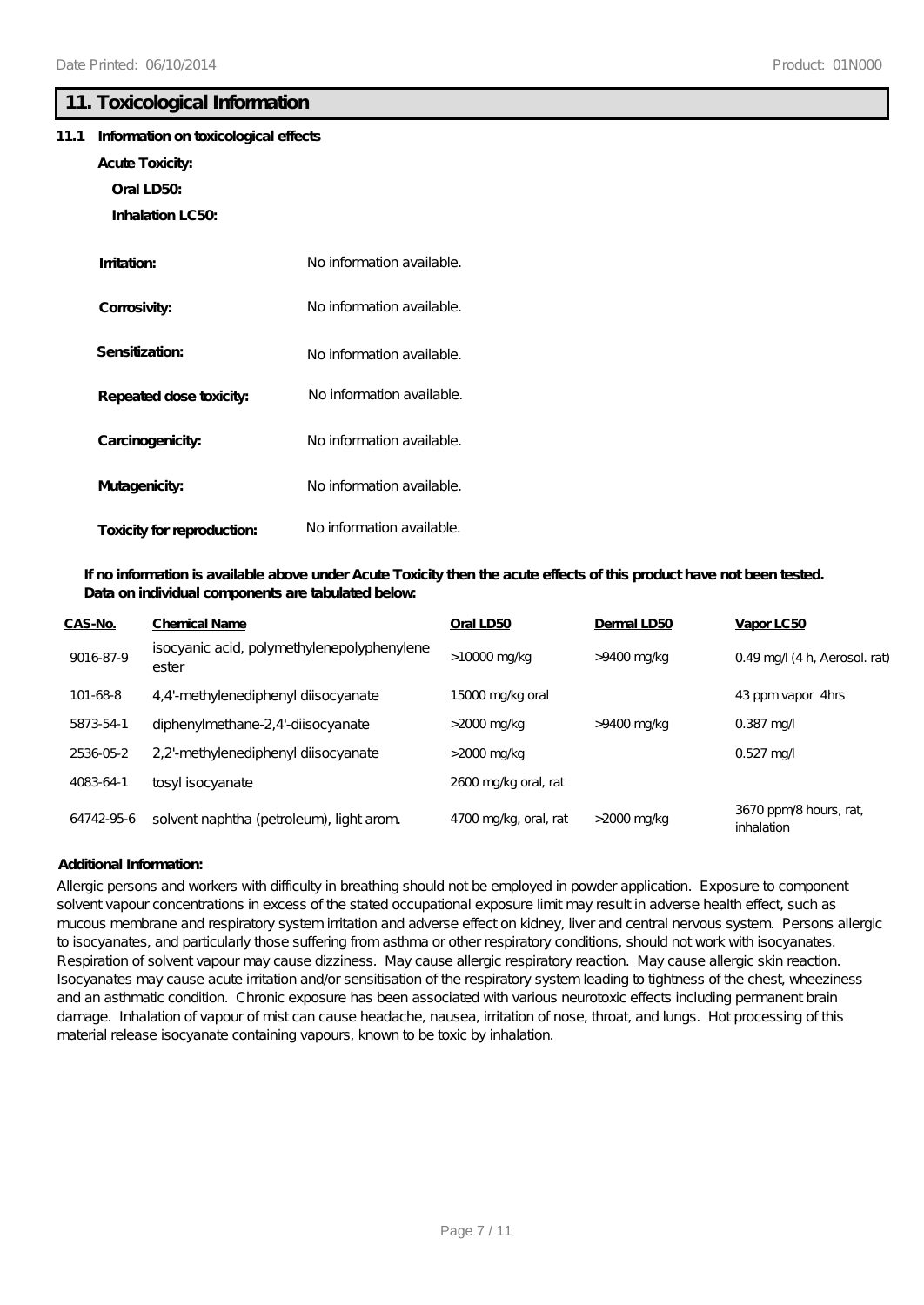## 11. Toxicological Information

**11.1 Information on toxicological effects**

**Acute Toxicity:**

**Oral LD50:**

**Inhalation LC50:**

**Irritation:** No information available.

**Corrosivity:** No information available.

**Sensitization:** No information available.

**Repeated dose toxicity:** No information available.

**Carcinogenicity:** No information available.

**Mutagenicity:** No information available.

**Toxicity for reproduction:** No information available.

**If no information is available above under Acute Toxicity then the acute effects of this product have not been tested. Data on individual components are tabulated below:**

| CAS-No. | Chemical Name | Oral LD50 | Dermal LD50 | Vapor LC50 |
|---|---|---|---|---|
| 9016-87-9 | isocyanic acid, polymethylenepolyphenylene ester | >10000 mg/kg | >9400 mg/kg | 0.49 mg/l (4 h, Aerosol. rat) |
| 101-68-8 | 4,4'-methylenediphenyl diisocyanate | 15000 mg/kg oral | | 43 ppm vapor 4hrs |
| 5873-54-1 | diphenylmethane-2,4'-diisocyanate | >2000 mg/kg | >9400 mg/kg | 0.387 mg/l |
| 2536-05-2 | 2,2'-methylenediphenyl diisocyanate | >2000 mg/kg | | 0.527 mg/l |
| 4083-64-1 | tosyl isocyanate | 2600 mg/kg oral, rat | | |
| 64742-95-6 | solvent naphtha (petroleum), light arom. | 4700 mg/kg, oral, rat | >2000 mg/kg | 3670 ppm/8 hours, rat, inhalation |

**Additional Information:**

Allergic persons and workers with difficulty in breathing should not be employed in powder application. Exposure to component solvent vapour concentrations in excess of the stated occupational exposure limit may result in adverse health effect, such as mucous membrane and respiratory system irritation and adverse effect on kidney, liver and central nervous system. Persons allergic to isocyanates, and particularly those suffering from asthma or other respiratory conditions, should not work with isocyanates. Respiration of solvent vapour may cause dizziness. May cause allergic respiratory reaction. May cause allergic skin reaction. Isocyanates may cause acute irritation and/or sensitisation of the respiratory system leading to tightness of the chest, wheeziness and an asthmatic condition. Chronic exposure has been associated with various neurotoxic effects including permanent brain damage. Inhalation of vapour of mist can cause headache, nausea, irritation of nose, throat, and lungs. Hot processing of this material release isocyanate containing vapours, known to be toxic by inhalation.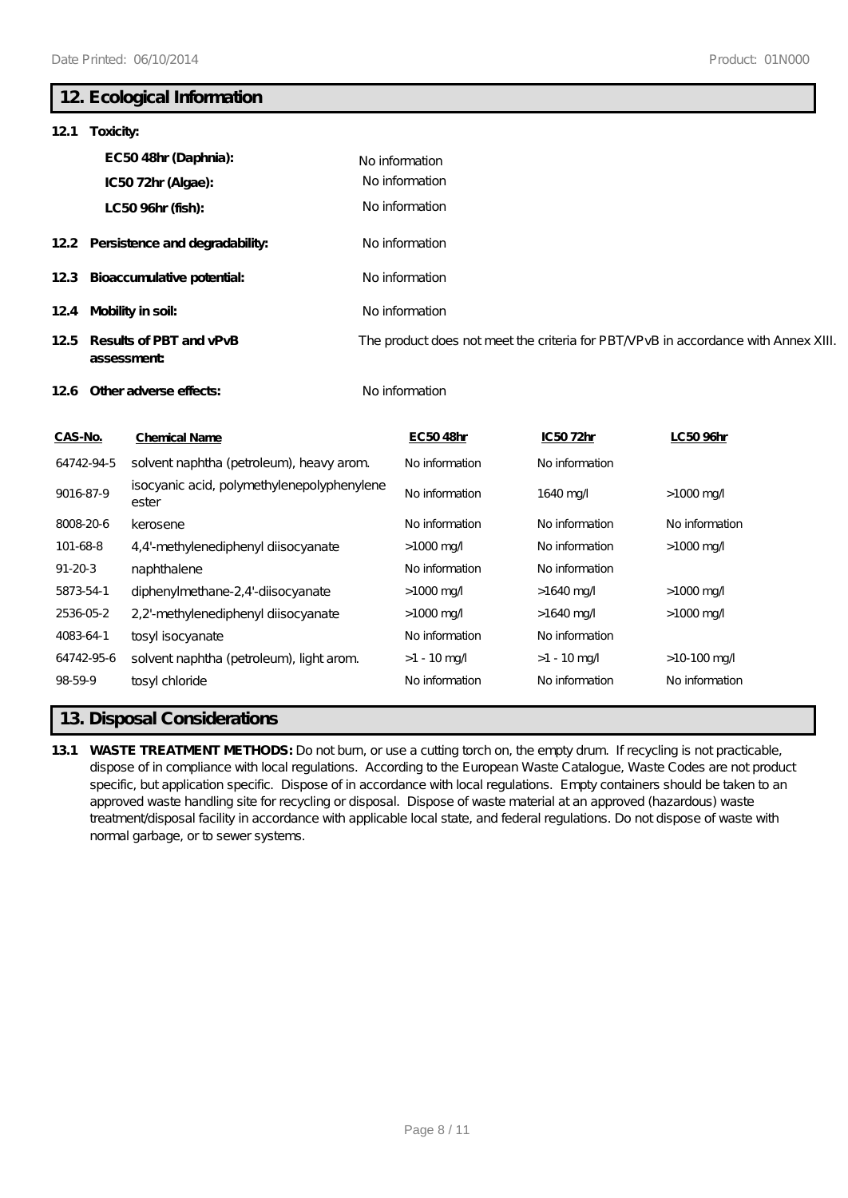## 12. Ecological Information

**12.1 Toxicity:**

| | |
|---|---|
| **EC50 48hr (Daphnia):** | No information |
| **IC50 72hr (Algae):** | No information |
| **LC50 96hr (fish):** | No information |

**12.2 Persistence and degradability:** No information

**12.3 Bioaccumulative potential:** No information

**12.4 Mobility in soil:** No information

**12.5 Results of PBT and vPvB assessment:** The product does not meet the criteria for PBT/VPvB in accordance with Annex XIII.

**12.6 Other adverse effects:** No information

| CAS-No. | Chemical Name | EC50 48hr | IC50 72hr | LC50 96hr |
|---|---|---|---|---|
| 64742-94-5 | solvent naphtha (petroleum), heavy arom. | No information | No information | |
| 9016-87-9 | isocyanic acid, polymethylenepolyphenylene ester | No information | 1640 mg/l | >1000 mg/l |
| 8008-20-6 | kerosene | No information | No information | No information |
| 101-68-8 | 4,4'-methylenediphenyl diisocyanate | >1000 mg/l | No information | >1000 mg/l |
| 91-20-3 | naphthalene | No information | No information | |
| 5873-54-1 | diphenylmethane-2,4'-diisocyanate | >1000 mg/l | >1640 mg/l | >1000 mg/l |
| 2536-05-2 | 2,2'-methylenediphenyl diisocyanate | >1000 mg/l | >1640 mg/l | >1000 mg/l |
| 4083-64-1 | tosyl isocyanate | No information | No information | |
| 64742-95-6 | solvent naphtha (petroleum), light arom. | >1 - 10 mg/l | >1 - 10 mg/l | >10-100 mg/l |
| 98-59-9 | tosyl chloride | No information | No information | No information |

## 13. Disposal Considerations

**13.1 WASTE TREATMENT METHODS:** Do not burn, or use a cutting torch on, the empty drum. If recycling is not practicable, dispose of in compliance with local regulations. According to the European Waste Catalogue, Waste Codes are not product specific, but application specific. Dispose of in accordance with local regulations. Empty containers should be taken to an approved waste handling site for recycling or disposal. Dispose of waste material at an approved (hazardous) waste treatment/disposal facility in accordance with applicable local state, and federal regulations. Do not dispose of waste with normal garbage, or to sewer systems.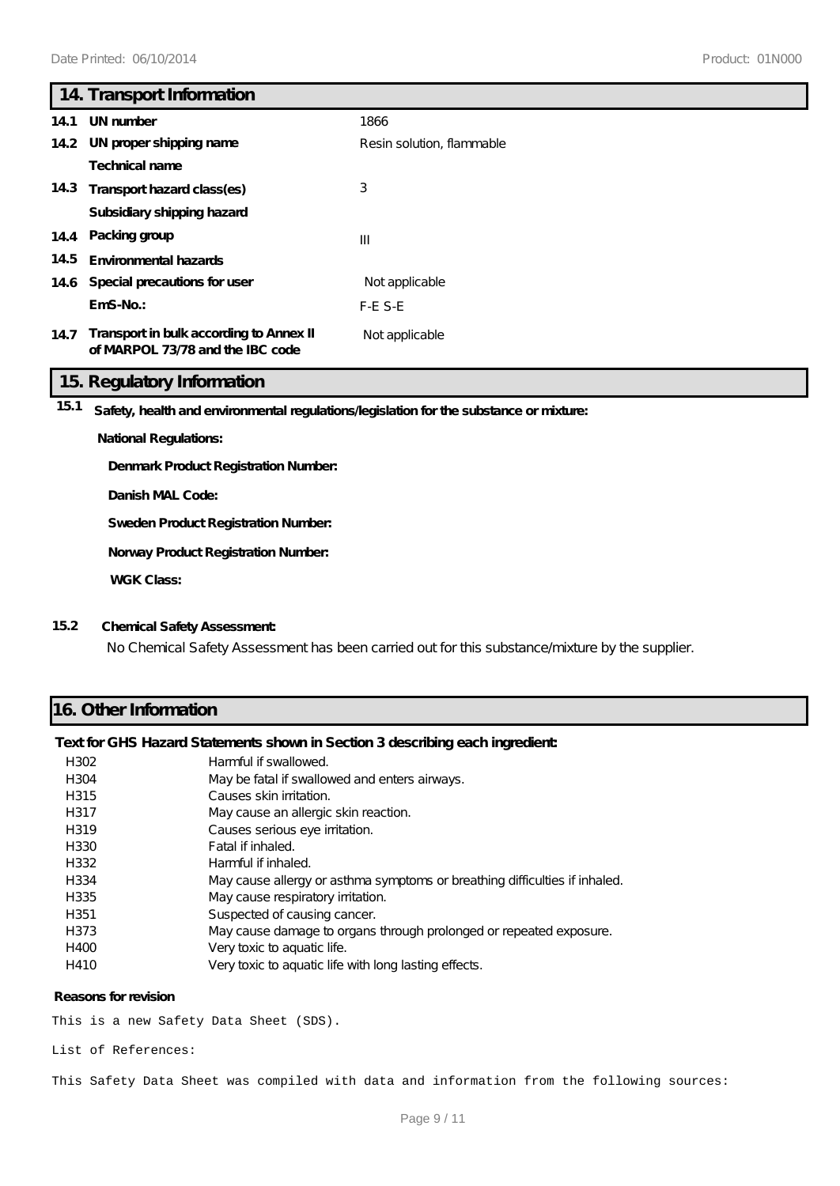## 14. Transport Information

| | | |
|---|---|---|
| 14.1 | UN number | 1866 |
| 14.2 | UN proper shipping name | Resin solution, flammable |
| | Technical name | |
| 14.3 | Transport hazard class(es) | 3 |
| | Subsidiary shipping hazard | |
| 14.4 | Packing group | III |
| 14.5 | Environmental hazards | |
| 14.6 | Special precautions for user | Not applicable |
| | EmS-No.: | F-E S-E |
| 14.7 | Transport in bulk according to Annex II of MARPOL 73/78 and the IBC code | Not applicable |

## 15. Regulatory Information

**15.1 Safety, health and environmental regulations/legislation for the substance or mixture:**

**National Regulations:**

**Denmark Product Registration Number:**

**Danish MAL Code:**

**Sweden Product Registration Number:**

**Norway Product Registration Number:**

**WGK Class:**

**15.2 Chemical Safety Assessment:**

No Chemical Safety Assessment has been carried out for this substance/mixture by the supplier.

## 16. Other Information

**Text for GHS Hazard Statements shown in Section 3 describing each ingredient:**

| | |
|---|---|
| H302 | Harmful if swallowed. |
| H304 | May be fatal if swallowed and enters airways. |
| H315 | Causes skin irritation. |
| H317 | May cause an allergic skin reaction. |
| H319 | Causes serious eye irritation. |
| H330 | Fatal if inhaled. |
| H332 | Harmful if inhaled. |
| H334 | May cause allergy or asthma symptoms or breathing difficulties if inhaled. |
| H335 | May cause respiratory irritation. |
| H351 | Suspected of causing cancer. |
| H373 | May cause damage to organs through prolonged or repeated exposure. |
| H400 | Very toxic to aquatic life. |
| H410 | Very toxic to aquatic life with long lasting effects. |

**Reasons for revision**

This is a new Safety Data Sheet (SDS).

List of References:

This Safety Data Sheet was compiled with data and information from the following sources: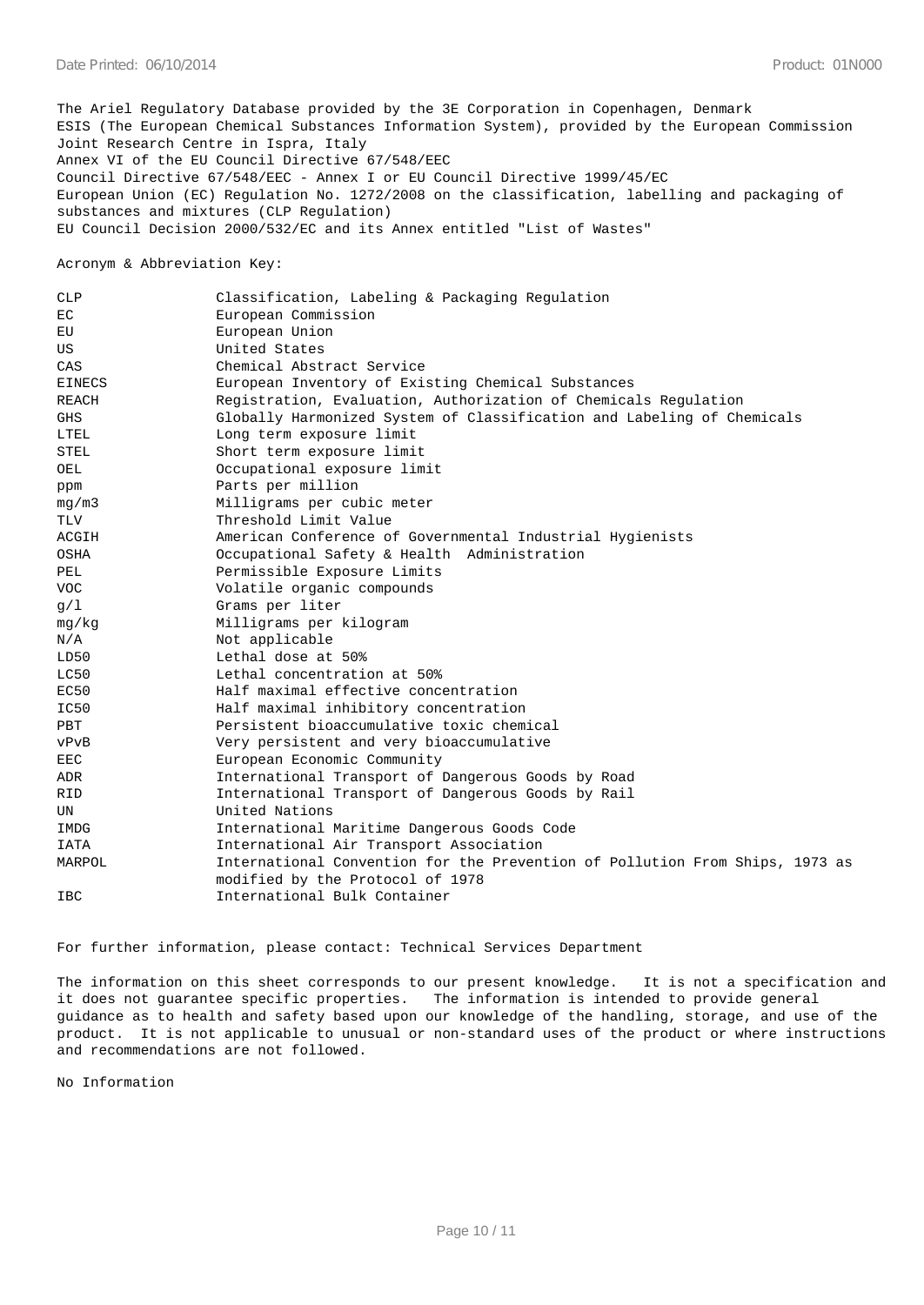The Ariel Regulatory Database provided by the 3E Corporation in Copenhagen, Denmark
ESIS (The European Chemical Substances Information System), provided by the European Commission Joint Research Centre in Ispra, Italy
Annex VI of the EU Council Directive 67/548/EEC
Council Directive 67/548/EEC - Annex I or EU Council Directive 1999/45/EC
European Union (EC) Regulation No. 1272/2008 on the classification, labelling and packaging of substances and mixtures (CLP Regulation)
EU Council Decision 2000/532/EC and its Annex entitled "List of Wastes"

Acronym & Abbreviation Key:

| | |
|---|---|
| CLP | Classification, Labeling & Packaging Regulation |
| EC | European Commission |
| EU | European Union |
| US | United States |
| CAS | Chemical Abstract Service |
| EINECS | European Inventory of Existing Chemical Substances |
| REACH | Registration, Evaluation, Authorization of Chemicals Regulation |
| GHS | Globally Harmonized System of Classification and Labeling of Chemicals |
| LTEL | Long term exposure limit |
| STEL | Short term exposure limit |
| OEL | Occupational exposure limit |
| ppm | Parts per million |
| mg/m3 | Milligrams per cubic meter |
| TLV | Threshold Limit Value |
| ACGIH | American Conference of Governmental Industrial Hygienists |
| OSHA | Occupational Safety & Health Administration |
| PEL | Permissible Exposure Limits |
| VOC | Volatile organic compounds |
| g/l | Grams per liter |
| mg/kg | Milligrams per kilogram |
| N/A | Not applicable |
| LD50 | Lethal dose at 50% |
| LC50 | Lethal concentration at 50% |
| EC50 | Half maximal effective concentration |
| IC50 | Half maximal inhibitory concentration |
| PBT | Persistent bioaccumulative toxic chemical |
| vPvB | Very persistent and very bioaccumulative |
| EEC | European Economic Community |
| ADR | International Transport of Dangerous Goods by Road |
| RID | International Transport of Dangerous Goods by Rail |
| UN | United Nations |
| IMDG | International Maritime Dangerous Goods Code |
| IATA | International Air Transport Association |
| MARPOL | International Convention for the Prevention of Pollution From Ships, 1973 as modified by the Protocol of 1978 |
| IBC | International Bulk Container |

For further information, please contact: Technical Services Department

The information on this sheet corresponds to our present knowledge. It is not a specification and it does not guarantee specific properties. The information is intended to provide general guidance as to health and safety based upon our knowledge of the handling, storage, and use of the product. It is not applicable to unusual or non-standard uses of the product or where instructions and recommendations are not followed.

No Information